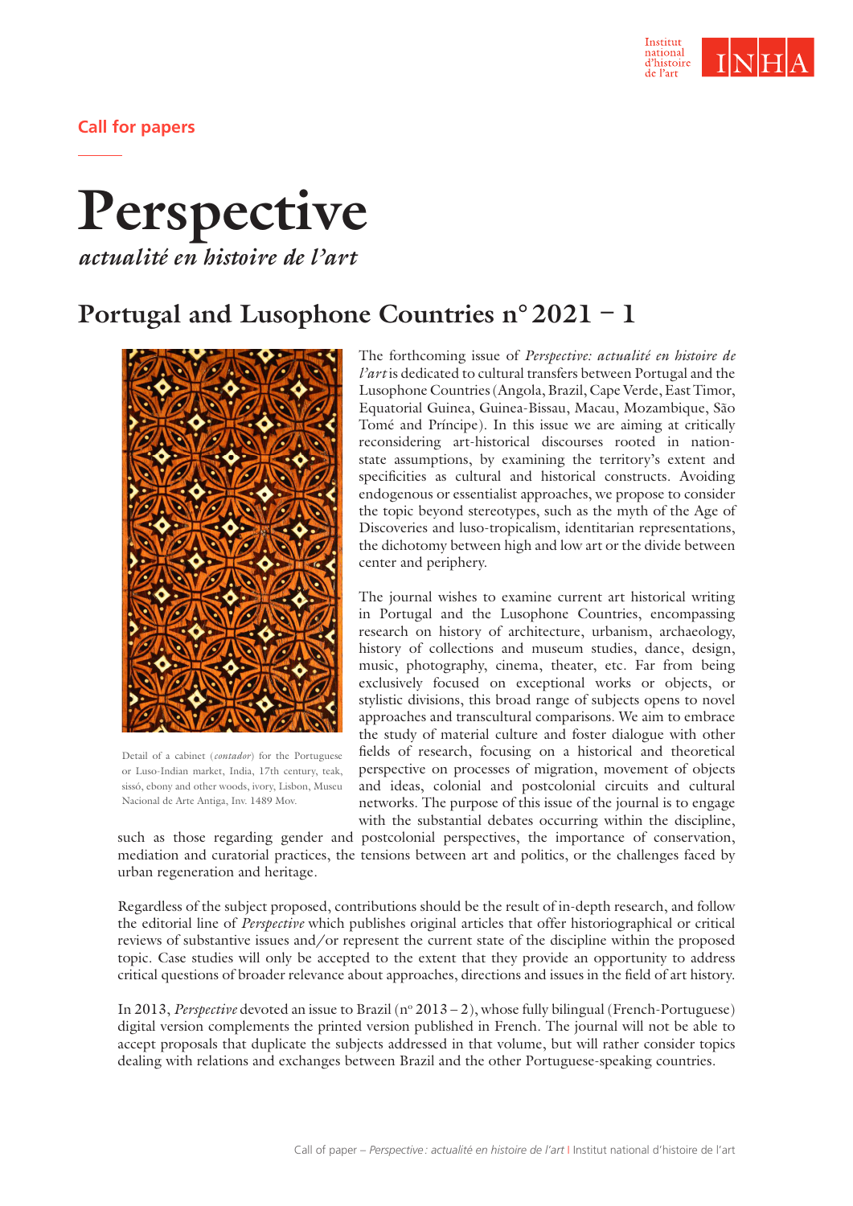Call for papers

# Perspective

*actualité en histoire de l'art*

## Portugal and Lusophone Countries n° 2021 – 1

Detail of a cabinet (*contador*) for the Portuguese or Luso-Indian market, India, 17th century, teak, sissó, ebony and other woods, ivory, Lisbon, Museu Nacional de Arte Antiga, Inv. 1489 Mov.

The forthcoming issue of *Perspective: actualité en histoire de l'art* is dedicated to cultural transfers between Portugal and the Lusophone Countries (Angola, Brazil, Cape Verde, East Timor, Equatorial Guinea, Guinea-Bissau, Macau, Mozambique, São Tomé and Príncipe). In this issue we are aiming at critically reconsidering art-historical discourses rooted in nation-state assumptions, by examining the territory's extent and specificities as cultural and historical constructs. Avoiding endogenous or essentialist approaches, we propose to consider the topic beyond stereotypes, such as the myth of the Age of Discoveries and luso-tropicalism, identitarian representations, the dichotomy between high and low art or the divide between center and periphery.

The journal wishes to examine current art historical writing in Portugal and the Lusophone Countries, encompassing research on history of architecture, urbanism, archaeology, history of collections and museum studies, dance, design, music, photography, cinema, theater, etc. Far from being exclusively focused on exceptional works or objects, or stylistic divisions, this broad range of subjects opens to novel approaches and transcultural comparisons. We aim to embrace the study of material culture and foster dialogue with other fields of research, focusing on a historical and theoretical perspective on processes of migration, movement of objects and ideas, colonial and postcolonial circuits and cultural networks. The purpose of this issue of the journal is to engage with the substantial debates occurring within the discipline, such as those regarding gender and postcolonial perspectives, the importance of conservation, mediation and curatorial practices, the tensions between art and politics, or the challenges faced by urban regeneration and heritage.

Regardless of the subject proposed, contributions should be the result of in-depth research, and follow the editorial line of *Perspective* which publishes original articles that offer historiographical or critical reviews of substantive issues and/or represent the current state of the discipline within the proposed topic. Case studies will only be accepted to the extent that they provide an opportunity to address critical questions of broader relevance about approaches, directions and issues in the field of art history.

In 2013, *Perspective* devoted an issue to Brazil (n° 2013 – 2), whose fully bilingual (French-Portuguese) digital version complements the printed version published in French. The journal will not be able to accept proposals that duplicate the subjects addressed in that volume, but will rather consider topics dealing with relations and exchanges between Brazil and the other Portuguese-speaking countries.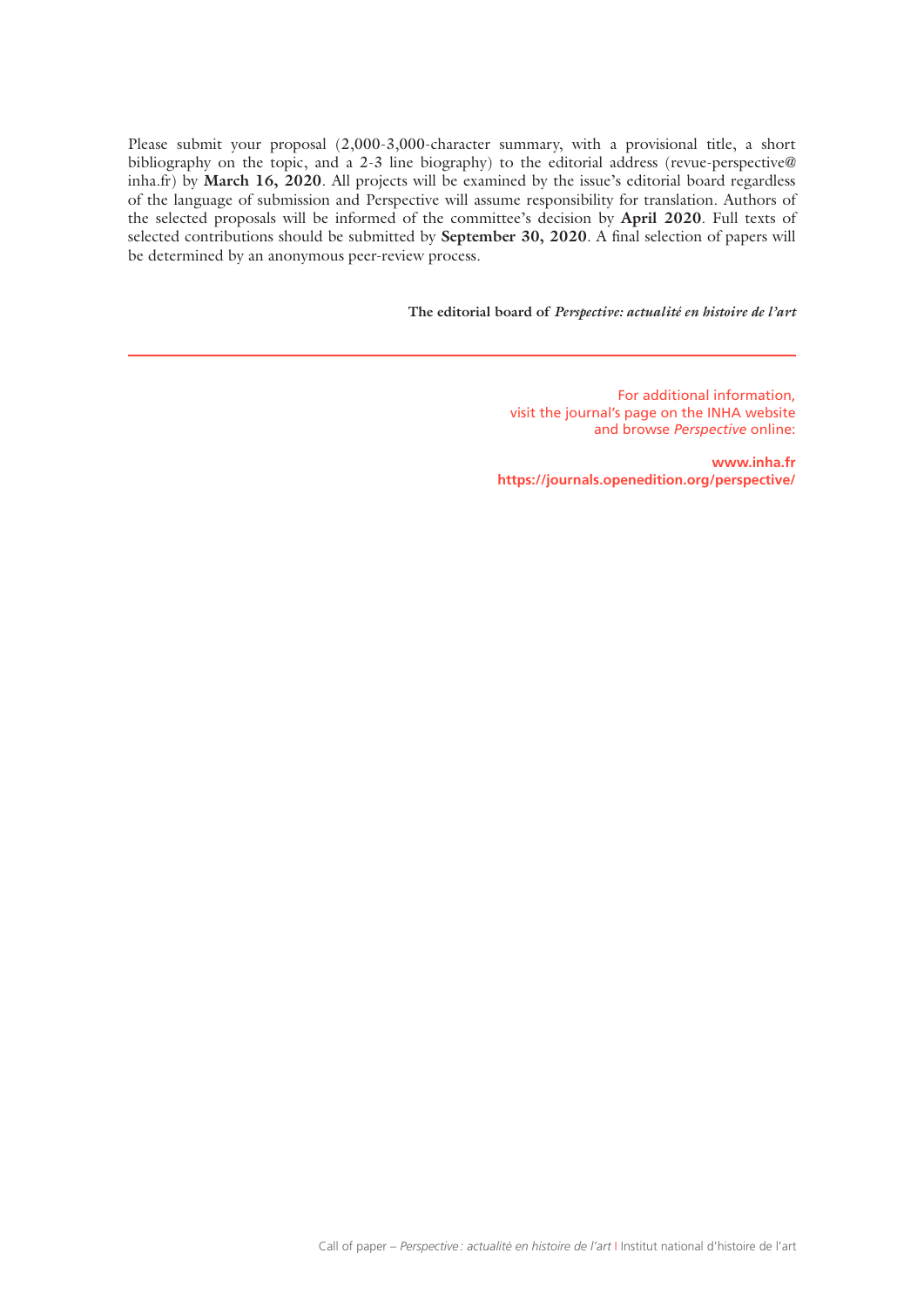Please submit your proposal (2,000-3,000-character summary, with a provisional title, a short bibliography on the topic, and a 2-3 line biography) to the editorial address (revue-perspective@inha.fr) by **March 16, 2020**. All projects will be examined by the issue's editorial board regardless of the language of submission and Perspective will assume responsibility for translation. Authors of the selected proposals will be informed of the committee's decision by **April 2020**. Full texts of selected contributions should be submitted by **September 30, 2020**. A final selection of papers will be determined by an anonymous peer-review process.

**The editorial board of *Perspective: actualité en histoire de l'art***

---

For additional information,
visit the journal's page on the INHA website
and browse *Perspective* online:

**www.inha.fr**
**https://journals.openedition.org/perspective/**